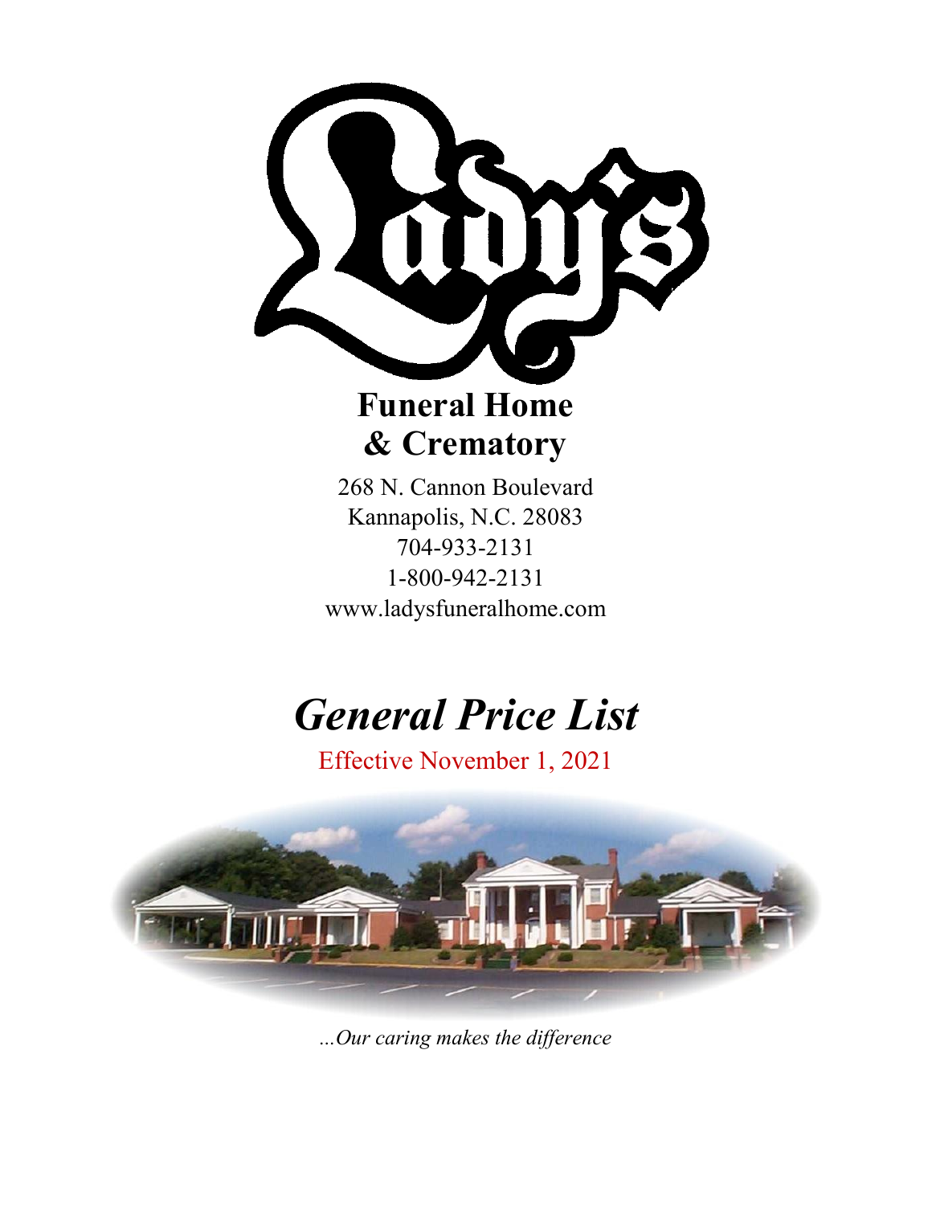# Lady's

## Funeral Home & Crematory

268 N. Cannon Boulevard
Kannapolis, N.C. 28083
704-933-2131
1-800-942-2131
www.ladysfuneralhome.com

# *General Price List*

Effective November 1, 2021

*...Our caring makes the difference*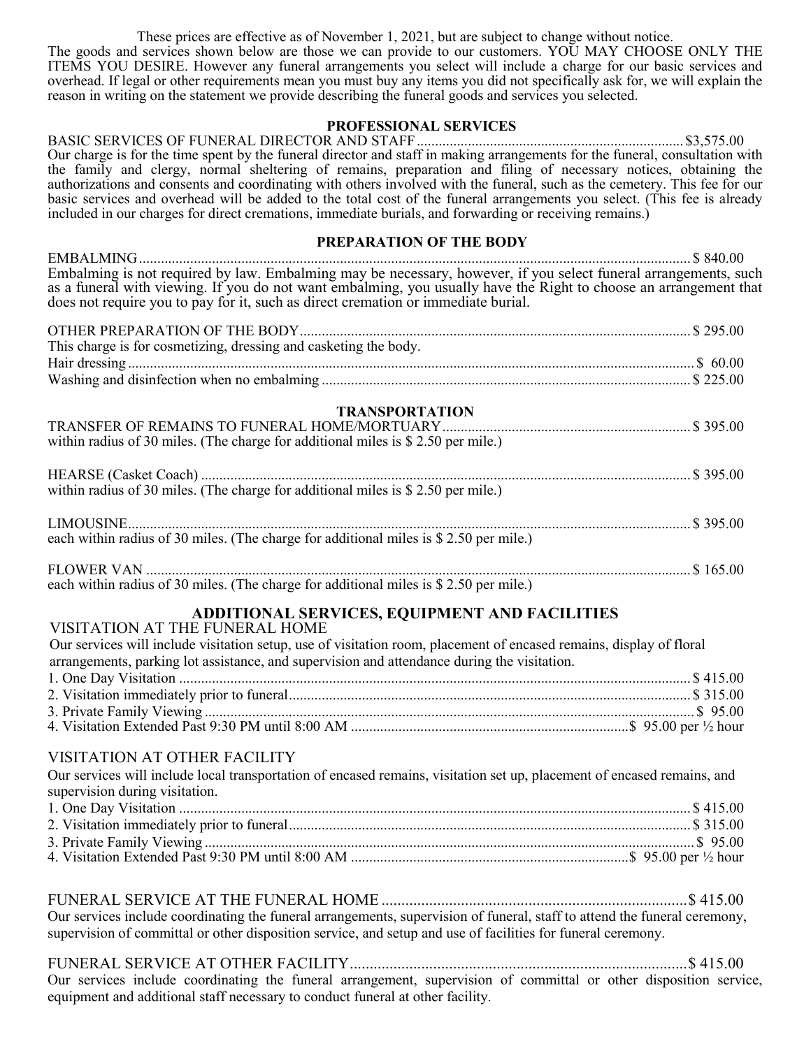These prices are effective as of November 1, 2021, but are subject to change without notice.

The goods and services shown below are those we can provide to our customers. YOU MAY CHOOSE ONLY THE ITEMS YOU DESIRE. However any funeral arrangements you select will include a charge for our basic services and overhead. If legal or other requirements mean you must buy any items you did not specifically ask for, we will explain the reason in writing on the statement we provide describing the funeral goods and services you selected.

## PROFESSIONAL SERVICES

BASIC SERVICES OF FUNERAL DIRECTOR AND STAFF ........................................ $3,575.00

Our charge is for the time spent by the funeral director and staff in making arrangements for the funeral, consultation with the family and clergy, normal sheltering of remains, preparation and filing of necessary notices, obtaining the authorizations and consents and coordinating with others involved with the funeral, such as the cemetery. This fee for our basic services and overhead will be added to the total cost of the funeral arrangements you select. (This fee is already included in our charges for direct cremations, immediate burials, and forwarding or receiving remains.)

## PREPARATION OF THE BODY

EMBALMING ........................................ $ 840.00

Embalming is not required by law. Embalming may be necessary, however, if you select funeral arrangements, such as a funeral with viewing. If you do not want embalming, you usually have the Right to choose an arrangement that does not require you to pay for it, such as direct cremation or immediate burial.

OTHER PREPARATION OF THE BODY ........................................ $ 295.00

This charge is for cosmetizing, dressing and casketing the body.

Hair dressing ........................................ $ 60.00

Washing and disinfection when no embalming ........................................ $ 225.00

## TRANSPORTATION

TRANSFER OF REMAINS TO FUNERAL HOME/MORTUARY ........................................ $ 395.00

within radius of 30 miles. (The charge for additional miles is $ 2.50 per mile.)

HEARSE (Casket Coach) ........................................ $ 395.00

within radius of 30 miles. (The charge for additional miles is $ 2.50 per mile.)

LIMOUSINE ........................................ $ 395.00

each within radius of 30 miles. (The charge for additional miles is $ 2.50 per mile.)

FLOWER VAN ........................................ $ 165.00

each within radius of 30 miles. (The charge for additional miles is $ 2.50 per mile.)

## ADDITIONAL SERVICES, EQUIPMENT AND FACILITIES

### VISITATION AT THE FUNERAL HOME

Our services will include visitation setup, use of visitation room, placement of encased remains, display of floral arrangements, parking lot assistance, and supervision and attendance during the visitation.

1. One Day Visitation ........................................ $ 415.00
2. Visitation immediately prior to funeral ........................................ $ 315.00
3. Private Family Viewing ........................................ $ 95.00
4. Visitation Extended Past 9:30 PM until 8:00 AM ........................................ $ 95.00 per ½ hour

### VISITATION AT OTHER FACILITY

Our services will include local transportation of encased remains, visitation set up, placement of encased remains, and supervision during visitation.

1. One Day Visitation ........................................ $ 415.00
2. Visitation immediately prior to funeral ........................................ $ 315.00
3. Private Family Viewing ........................................ $ 95.00
4. Visitation Extended Past 9:30 PM until 8:00 AM ........................................ $ 95.00 per ½ hour

FUNERAL SERVICE AT THE FUNERAL HOME ........................................ $ 415.00

Our services include coordinating the funeral arrangements, supervision of funeral, staff to attend the funeral ceremony, supervision of committal or other disposition service, and setup and use of facilities for funeral ceremony.

FUNERAL SERVICE AT OTHER FACILITY ........................................ $ 415.00

Our services include coordinating the funeral arrangement, supervision of committal or other disposition service, equipment and additional staff necessary to conduct funeral at other facility.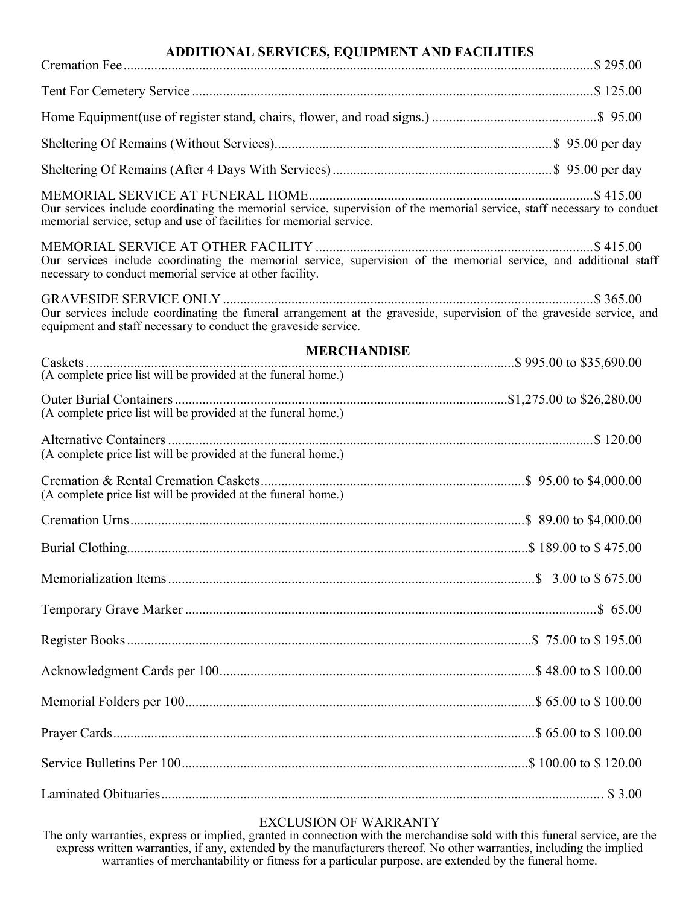## ADDITIONAL SERVICES, EQUIPMENT AND FACILITIES

Cremation Fee.......................................................................................................................................$ 295.00

Tent For Cemetery Service ...................................................................................................................$ 125.00

Home Equipment(use of register stand, chairs, flower, and road signs.) ................................................$ 95.00

Sheltering Of Remains (Without Services).............................................................................$ 95.00 per day

Sheltering Of Remains (After 4 Days With Services) ...............................................................$ 95.00 per day

MEMORIAL SERVICE AT FUNERAL HOME..................................................................................$ 415.00
Our services include coordinating the memorial service, supervision of the memorial service, staff necessary to conduct memorial service, setup and use of facilities for memorial service.

MEMORIAL SERVICE AT OTHER FACILITY ................................................................................$ 415.00
Our services include coordinating the memorial service, supervision of the memorial service, and additional staff necessary to conduct memorial service at other facility.

GRAVESIDE SERVICE ONLY ..........................................................................................................$ 365.00
Our services include coordinating the funeral arrangement at the graveside, supervision of the graveside service, and equipment and staff necessary to conduct the graveside service.

## MERCHANDISE

Caskets ..........................................................................................................$ 995.00 to $35,690.00
(A complete price list will be provided at the funeral home.)

Outer Burial Containers ...............................................................................................$1,275.00 to $26,280.00
(A complete price list will be provided at the funeral home.)

Alternative Containers ..........................................................................................................................$ 120.00
(A complete price list will be provided at the funeral home.)

Cremation & Rental Cremation Caskets............................................................................$ 95.00 to $4,000.00
(A complete price list will be provided at the funeral home.)

Cremation Urns..................................................................................................................$ 89.00 to $4,000.00

Burial Clothing...................................................................................................................$ 189.00 to $ 475.00

Memorialization Items .........................................................................................................$ 3.00 to $ 675.00

Temporary Grave Marker .......................................................................................................................$ 65.00

Register Books ....................................................................................................................$ 75.00 to $ 195.00

Acknowledgment Cards per 100...........................................................................................$ 48.00 to $ 100.00

Memorial Folders per 100.....................................................................................................$ 65.00 to $ 100.00

Prayer Cards.........................................................................................................................$ 65.00 to $ 100.00

Service Bulletins Per 100....................................................................................................$ 100.00 to $ 120.00

Laminated Obituaries............................................................................................................................. $ 3.00

EXCLUSION OF WARRANTY

The only warranties, express or implied, granted in connection with the merchandise sold with this funeral service, are the express written warranties, if any, extended by the manufacturers thereof. No other warranties, including the implied warranties of merchantability or fitness for a particular purpose, are extended by the funeral home.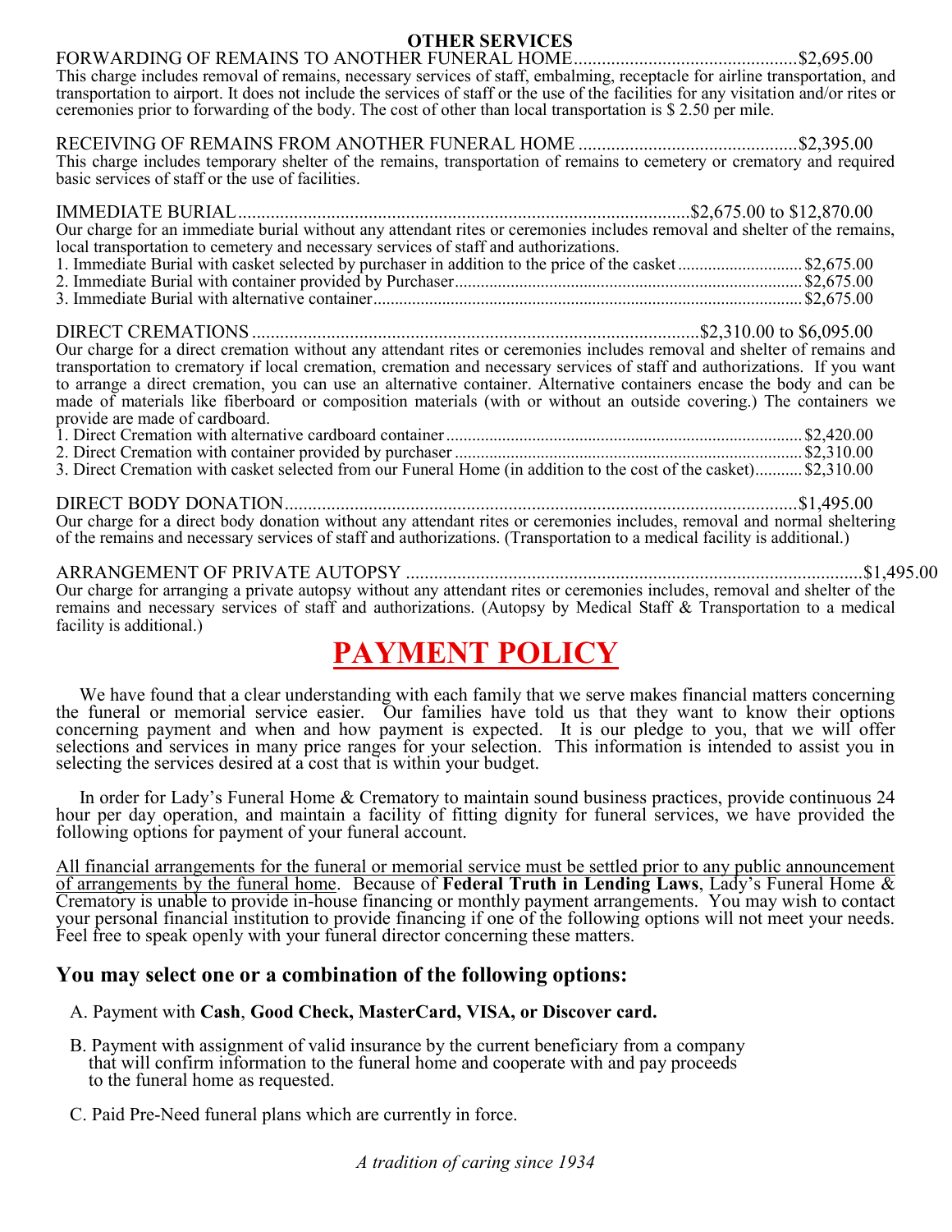## OTHER SERVICES

FORWARDING OF REMAINS TO ANOTHER FUNERAL HOME................................................$2,695.00

This charge includes removal of remains, necessary services of staff, embalming, receptacle for airline transportation, and transportation to airport. It does not include the services of staff or the use of the facilities for any visitation and/or rites or ceremonies prior to forwarding of the body. The cost of other than local transportation is $ 2.50 per mile.

RECEIVING OF REMAINS FROM ANOTHER FUNERAL HOME ...............................................$2,395.00

This charge includes temporary shelter of the remains, transportation of remains to cemetery or crematory and required basic services of staff or the use of facilities.

IMMEDIATE BURIAL.................................................................................................$2,675.00 to $12,870.00

Our charge for an immediate burial without any attendant rites or ceremonies includes removal and shelter of the remains, local transportation to cemetery and necessary services of staff and authorizations.

1. Immediate Burial with casket selected by purchaser in addition to the price of the casket............................$2,675.00
2. Immediate Burial with container provided by Purchaser................................................................................$2,675.00
3. Immediate Burial with alternative container..................................................................................................$2,675.00

DIRECT CREMATIONS ................................................................................................$2,310.00 to $6,095.00

Our charge for a direct cremation without any attendant rites or ceremonies includes removal and shelter of remains and transportation to crematory if local cremation, cremation and necessary services of staff and authorizations. If you want to arrange a direct cremation, you can use an alternative container. Alternative containers encase the body and can be made of materials like fiberboard or composition materials (with or without an outside covering.) The containers we provide are made of cardboard.

1. Direct Cremation with alternative cardboard container.................................................................................$2,420.00
2. Direct Cremation with container provided by purchaser ................................................................................$2,310.00
3. Direct Cremation with casket selected from our Funeral Home (in addition to the cost of the casket)...........$2,310.00

DIRECT BODY DONATION...............................................................................................................$1,495.00

Our charge for a direct body donation without any attendant rites or ceremonies includes, removal and normal sheltering of the remains and necessary services of staff and authorizations. (Transportation to a medical facility is additional.)

ARRANGEMENT OF PRIVATE AUTOPSY ..................................................................................................$1,495.00

Our charge for arranging a private autopsy without any attendant rites or ceremonies includes removal and shelter of the remains and necessary services of staff and authorizations. (Autopsy by Medical Staff & Transportation to a medical facility is additional.)

# PAYMENT POLICY

We have found that a clear understanding with each family that we serve makes financial matters concerning the funeral or memorial service easier. Our families have told us that they want to know their options concerning payment and when and how payment is expected. It is our pledge to you, that we will offer selections and services in many price ranges for your selection. This information is intended to assist you in selecting the services desired at a cost that is within your budget.

In order for Lady's Funeral Home & Crematory to maintain sound business practices, provide continuous 24 hour per day operation, and maintain a facility of fitting dignity for funeral services, we have provided the following options for payment of your funeral account.

All financial arrangements for the funeral or memorial service must be settled prior to any public announcement of arrangements by the funeral home. Because of **Federal Truth in Lending Laws**, Lady's Funeral Home & Crematory is unable to provide in-house financing or monthly payment arrangements. You may wish to contact your personal financial institution to provide financing if one of the following options will not meet your needs. Feel free to speak openly with your funeral director concerning these matters.

### You may select one or a combination of the following options:

A. Payment with **Cash**, **Good Check, MasterCard, VISA, or Discover card.**

B. Payment with assignment of valid insurance by the current beneficiary from a company that will confirm information to the funeral home and cooperate with and pay proceeds to the funeral home as requested.

C. Paid Pre-Need funeral plans which are currently in force.

*A tradition of caring since 1934*